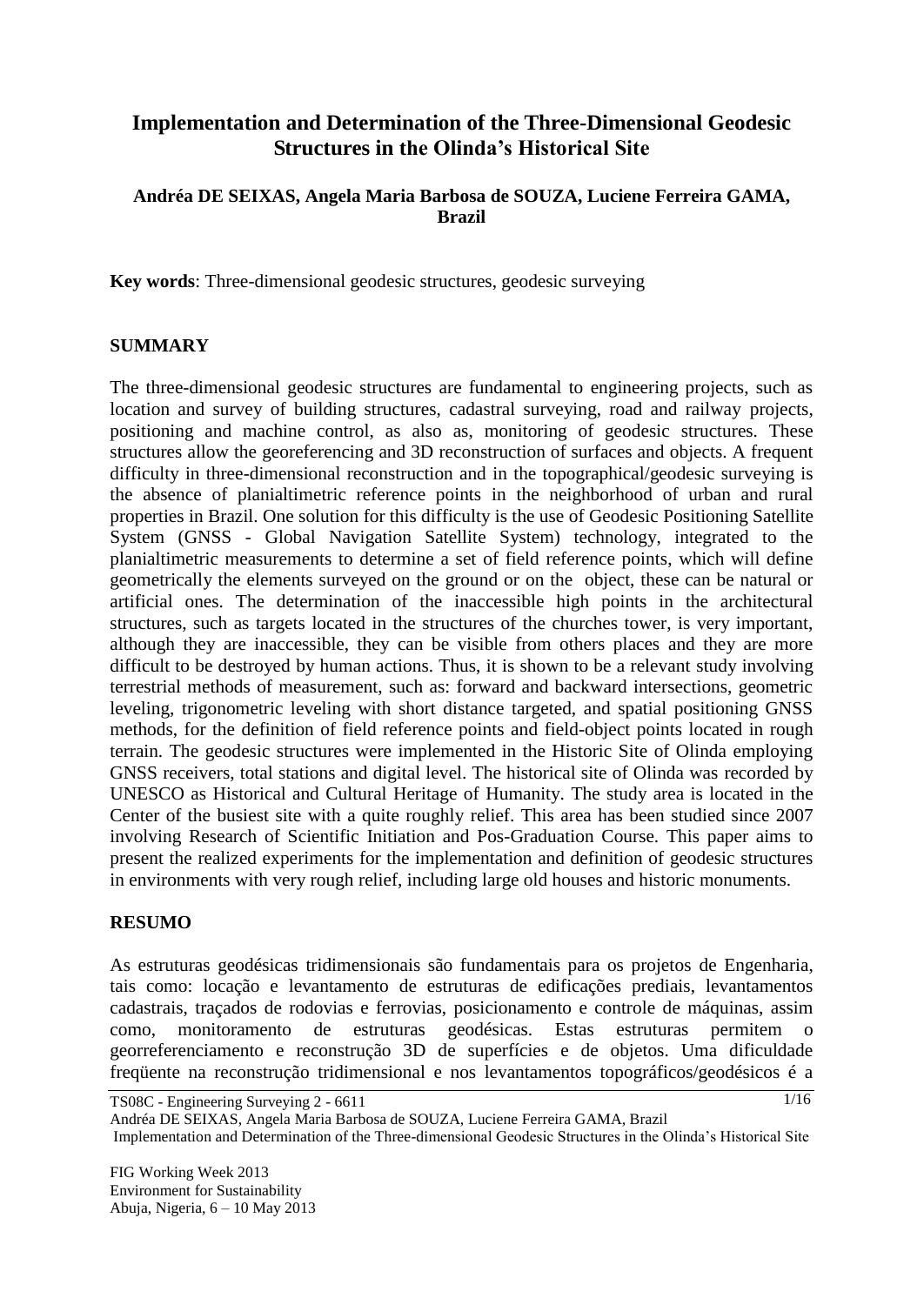# Implementation and Determination of the Three-Dimensional Geodesic Structures in the Olinda's Historical Site

**Andréa DE SEIXAS, Angela Maria Barbosa de SOUZA, Luciene Ferreira GAMA, Brazil**

**Key words**: Three-dimensional geodesic structures, geodesic surveying

## SUMMARY

The three-dimensional geodesic structures are fundamental to engineering projects, such as location and survey of building structures, cadastral surveying, road and railway projects, positioning and machine control, as also as, monitoring of geodesic structures. These structures allow the georeferencing and 3D reconstruction of surfaces and objects. A frequent difficulty in three-dimensional reconstruction and in the topographical/geodesic surveying is the absence of planialtimetric reference points in the neighborhood of urban and rural properties in Brazil. One solution for this difficulty is the use of Geodesic Positioning Satellite System (GNSS - Global Navigation Satellite System) technology, integrated to the planialtimetric measurements to determine a set of field reference points, which will define geometrically the elements surveyed on the ground or on the object, these can be natural or artificial ones. The determination of the inaccessible high points in the architectural structures, such as targets located in the structures of the churches tower, is very important, although they are inaccessible, they can be visible from others places and they are more difficult to be destroyed by human actions. Thus, it is shown to be a relevant study involving terrestrial methods of measurement, such as: forward and backward intersections, geometric leveling, trigonometric leveling with short distance targeted, and spatial positioning GNSS methods, for the definition of field reference points and field-object points located in rough terrain. The geodesic structures were implemented in the Historic Site of Olinda employing GNSS receivers, total stations and digital level. The historical site of Olinda was recorded by UNESCO as Historical and Cultural Heritage of Humanity. The study area is located in the Center of the busiest site with a quite roughly relief. This area has been studied since 2007 involving Research of Scientific Initiation and Pos-Graduation Course. This paper aims to present the realized experiments for the implementation and definition of geodesic structures in environments with very rough relief, including large old houses and historic monuments.

## RESUMO

As estruturas geodésicas tridimensionais são fundamentais para os projetos de Engenharia, tais como: locação e levantamento de estruturas de edificações prediais, levantamentos cadastrais, traçados de rodovias e ferrovias, posicionamento e controle de máquinas, assim como, monitoramento de estruturas geodésicas. Estas estruturas permitem o georreferenciamento e reconstrução 3D de superfícies e de objetos. Uma dificuldade freqüente na reconstrução tridimensional e nos levantamentos topográficos/geodésicos é a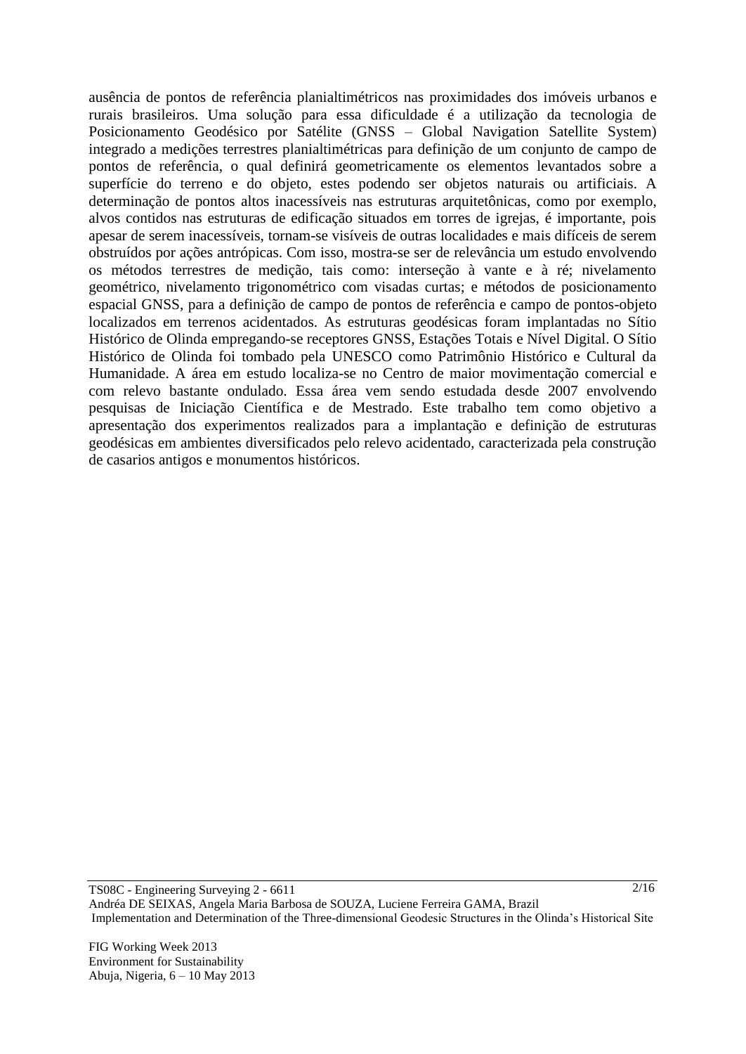ausência de pontos de referência planialtimétricos nas proximidades dos imóveis urbanos e rurais brasileiros. Uma solução para essa dificuldade é a utilização da tecnologia de Posicionamento Geodésico por Satélite (GNSS – Global Navigation Satellite System) integrado a medições terrestres planialtimétricas para definição de um conjunto de campo de pontos de referência, o qual definirá geometricamente os elementos levantados sobre a superfície do terreno e do objeto, estes podendo ser objetos naturais ou artificiais. A determinação de pontos altos inacessíveis nas estruturas arquitetônicas, como por exemplo, alvos contidos nas estruturas de edificação situados em torres de igrejas, é importante, pois apesar de serem inacessíveis, tornam-se visíveis de outras localidades e mais difíceis de serem obstruídos por ações antrópicas. Com isso, mostra-se ser de relevância um estudo envolvendo os métodos terrestres de medição, tais como: interseção à vante e à ré; nivelamento geométrico, nivelamento trigonométrico com visadas curtas; e métodos de posicionamento espacial GNSS, para a definição de campo de pontos de referência e campo de pontos-objeto localizados em terrenos acidentados. As estruturas geodésicas foram implantadas no Sítio Histórico de Olinda empregando-se receptores GNSS, Estações Totais e Nível Digital. O Sítio Histórico de Olinda foi tombado pela UNESCO como Patrimônio Histórico e Cultural da Humanidade. A área em estudo localiza-se no Centro de maior movimentação comercial e com relevo bastante ondulado. Essa área vem sendo estudada desde 2007 envolvendo pesquisas de Iniciação Científica e de Mestrado. Este trabalho tem como objetivo a apresentação dos experimentos realizados para a implantação e definição de estruturas geodésicas em ambientes diversificados pelo relevo acidentado, caracterizada pela construção de casarios antigos e monumentos históricos.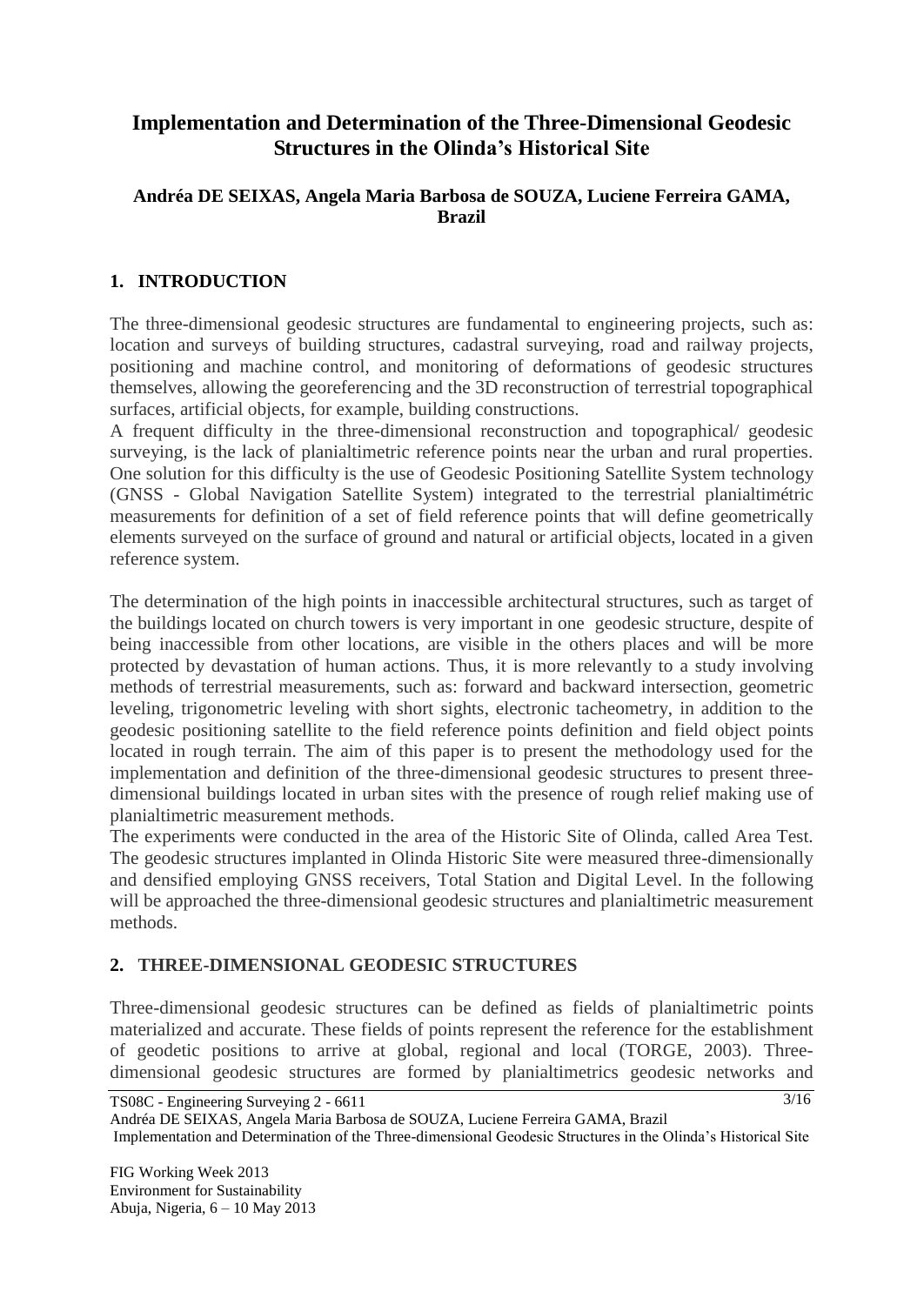# Implementation and Determination of the Three-Dimensional Geodesic Structures in the Olinda's Historical Site

**Andréa DE SEIXAS, Angela Maria Barbosa de SOUZA, Luciene Ferreira GAMA, Brazil**

## 1. INTRODUCTION

The three-dimensional geodesic structures are fundamental to engineering projects, such as: location and surveys of building structures, cadastral surveying, road and railway projects, positioning and machine control, and monitoring of deformations of geodesic structures themselves, allowing the georeferencing and the 3D reconstruction of terrestrial topographical surfaces, artificial objects, for example, building constructions.

A frequent difficulty in the three-dimensional reconstruction and topographical/ geodesic surveying, is the lack of planialtimetric reference points near the urban and rural properties. One solution for this difficulty is the use of Geodesic Positioning Satellite System technology (GNSS - Global Navigation Satellite System) integrated to the terrestrial planialtimétric measurements for definition of a set of field reference points that will define geometrically elements surveyed on the surface of ground and natural or artificial objects, located in a given reference system.

The determination of the high points in inaccessible architectural structures, such as target of the buildings located on church towers is very important in one geodesic structure, despite of being inaccessible from other locations, are visible in the others places and will be more protected by devastation of human actions. Thus, it is more relevantly to a study involving methods of terrestrial measurements, such as: forward and backward intersection, geometric leveling, trigonometric leveling with short sights, electronic tacheometry, in addition to the geodesic positioning satellite to the field reference points definition and field object points located in rough terrain. The aim of this paper is to present the methodology used for the implementation and definition of the three-dimensional geodesic structures to present three-dimensional buildings located in urban sites with the presence of rough relief making use of planialtimetric measurement methods.

The experiments were conducted in the area of the Historic Site of Olinda, called Area Test. The geodesic structures implanted in Olinda Historic Site were measured three-dimensionally and densified employing GNSS receivers, Total Station and Digital Level. In the following will be approached the three-dimensional geodesic structures and planialtimetric measurement methods.

## 2. THREE-DIMENSIONAL GEODESIC STRUCTURES

Three-dimensional geodesic structures can be defined as fields of planialtimetric points materialized and accurate. These fields of points represent the reference for the establishment of geodetic positions to arrive at global, regional and local (TORGE, 2003). Three-dimensional geodesic structures are formed by planialtimetrics geodesic networks and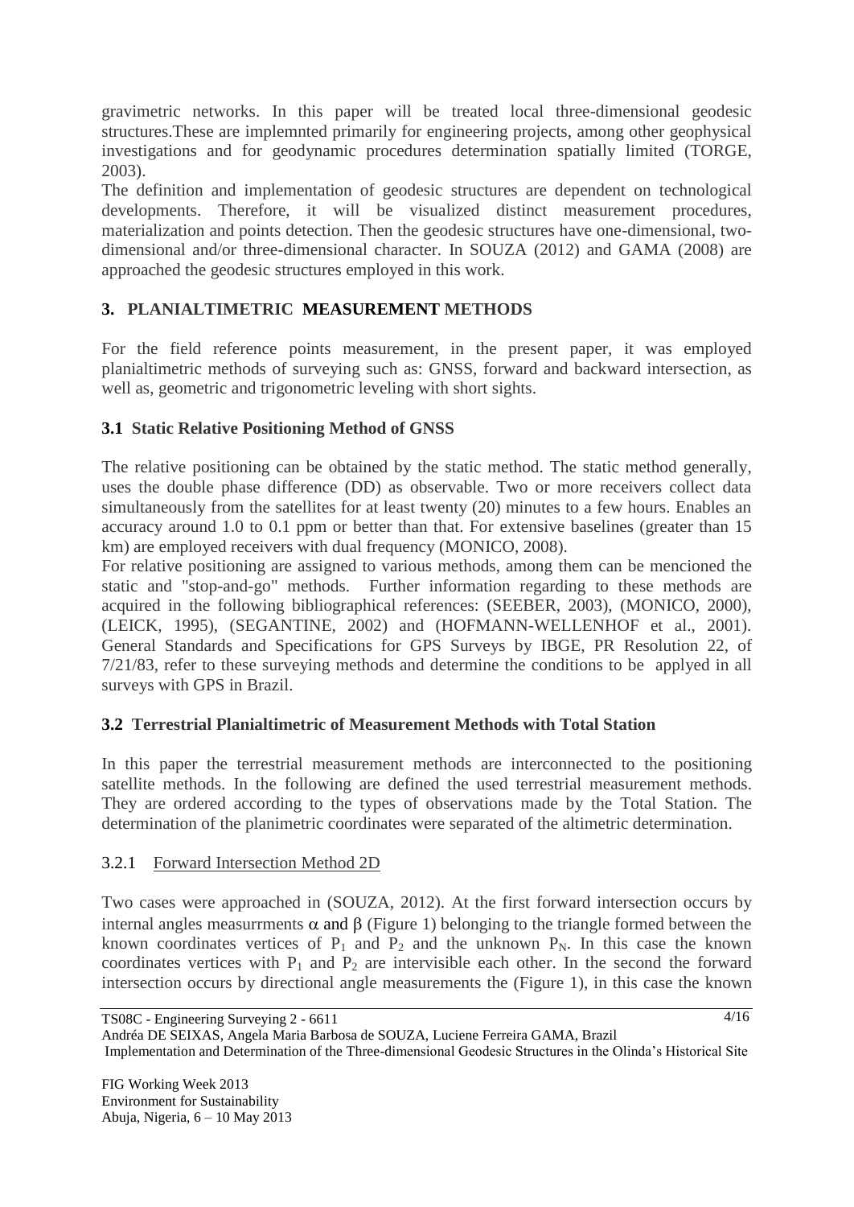gravimetric networks. In this paper will be treated local three-dimensional geodesic structures.These are implemnted primarily for engineering projects, among other geophysical investigations and for geodynamic procedures determination spatially limited (TORGE, 2003).

The definition and implementation of geodesic structures are dependent on technological developments. Therefore, it will be visualized distinct measurement procedures, materialization and points detection. Then the geodesic structures have one-dimensional, two-dimensional and/or three-dimensional character. In SOUZA (2012) and GAMA (2008) are approached the geodesic structures employed in this work.

## 3. PLANIALTIMETRIC MEASUREMENT METHODS

For the field reference points measurement, in the present paper, it was employed planialtimetric methods of surveying such as: GNSS, forward and backward intersection, as well as, geometric and trigonometric leveling with short sights.

### 3.1 Static Relative Positioning Method of GNSS

The relative positioning can be obtained by the static method. The static method generally, uses the double phase difference (DD) as observable. Two or more receivers collect data simultaneously from the satellites for at least twenty (20) minutes to a few hours. Enables an accuracy around 1.0 to 0.1 ppm or better than that. For extensive baselines (greater than 15 km) are employed receivers with dual frequency (MONICO, 2008).

For relative positioning are assigned to various methods, among them can be mencioned the static and "stop-and-go" methods. Further information regarding to these methods are acquired in the following bibliographical references: (SEEBER, 2003), (MONICO, 2000), (LEICK, 1995), (SEGANTINE, 2002) and (HOFMANN-WELLENHOF et al., 2001). General Standards and Specifications for GPS Surveys by IBGE, PR Resolution 22, of 7/21/83, refer to these surveying methods and determine the conditions to be applyed in all surveys with GPS in Brazil.

### 3.2 Terrestrial Planialtimetric of Measurement Methods with Total Station

In this paper the terrestrial measurement methods are interconnected to the positioning satellite methods. In the following are defined the used terrestrial measurement methods. They are ordered according to the types of observations made by the Total Station. The determination of the planimetric coordinates were separated of the altimetric determination.

#### 3.2.1 Forward Intersection Method 2D

Two cases were approached in (SOUZA, 2012). At the first forward intersection occurs by internal angles measurrments $\alpha$ and $\beta$ (Figure 1) belonging to the triangle formed between the known coordinates vertices of $P_1$ and $P_2$ and the unknown $P_N$. In this case the known coordinates vertices with $P_1$ and $P_2$ are intervisible each other. In the second the forward intersection occurs by directional angle measurements the (Figure 1), in this case the known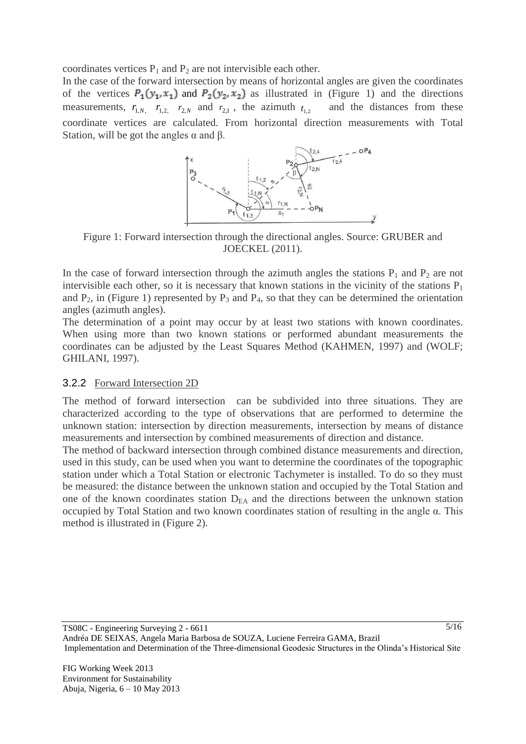coordinates vertices $P_1$ and $P_2$ are not intervisible each other.

In the case of the forward intersection by means of horizontal angles are given the coordinates of the vertices $P_1(y_1, x_1)$ and $P_2(y_2, x_2)$ as illustrated in (Figure 1) and the directions measurements, $r_{1,N}$, $r_{1,2}$, $r_{2,N}$ and $r_{2,1}$, the azimuth $t_{1,2}$ and the distances from these coordinate vertices are calculated. From horizontal direction measurements with Total Station, will be got the angles α and β.

Figure 1: Forward intersection through the directional angles. Source: GRUBER and JOECKEL (2011).

In the case of forward intersection through the azimuth angles the stations $P_1$ and $P_2$ are not intervisible each other, so it is necessary that known stations in the vicinity of the stations $P_1$ and $P_2$, in (Figure 1) represented by $P_3$ and $P_4$, so that they can be determined the orientation angles (azimuth angles).

The determination of a point may occur by at least two stations with known coordinates. When using more than two known stations or performed abundant measurements the coordinates can be adjusted by the Least Squares Method (KAHMEN, 1997) and (WOLF; GHILANI, 1997).

### 3.2.2 Forward Intersection 2D

The method of forward intersection can be subdivided into three situations. They are characterized according to the type of observations that are performed to determine the unknown station: intersection by direction measurements, intersection by means of distance measurements and intersection by combined measurements of direction and distance.

The method of backward intersection through combined distance measurements and direction, used in this study, can be used when you want to determine the coordinates of the topographic station under which a Total Station or electronic Tachymeter is installed. To do so they must be measured: the distance between the unknown station and occupied by the Total Station and one of the known coordinates station $D_{EA}$ and the directions between the unknown station occupied by Total Station and two known coordinates station of resulting in the angle α. This method is illustrated in (Figure 2).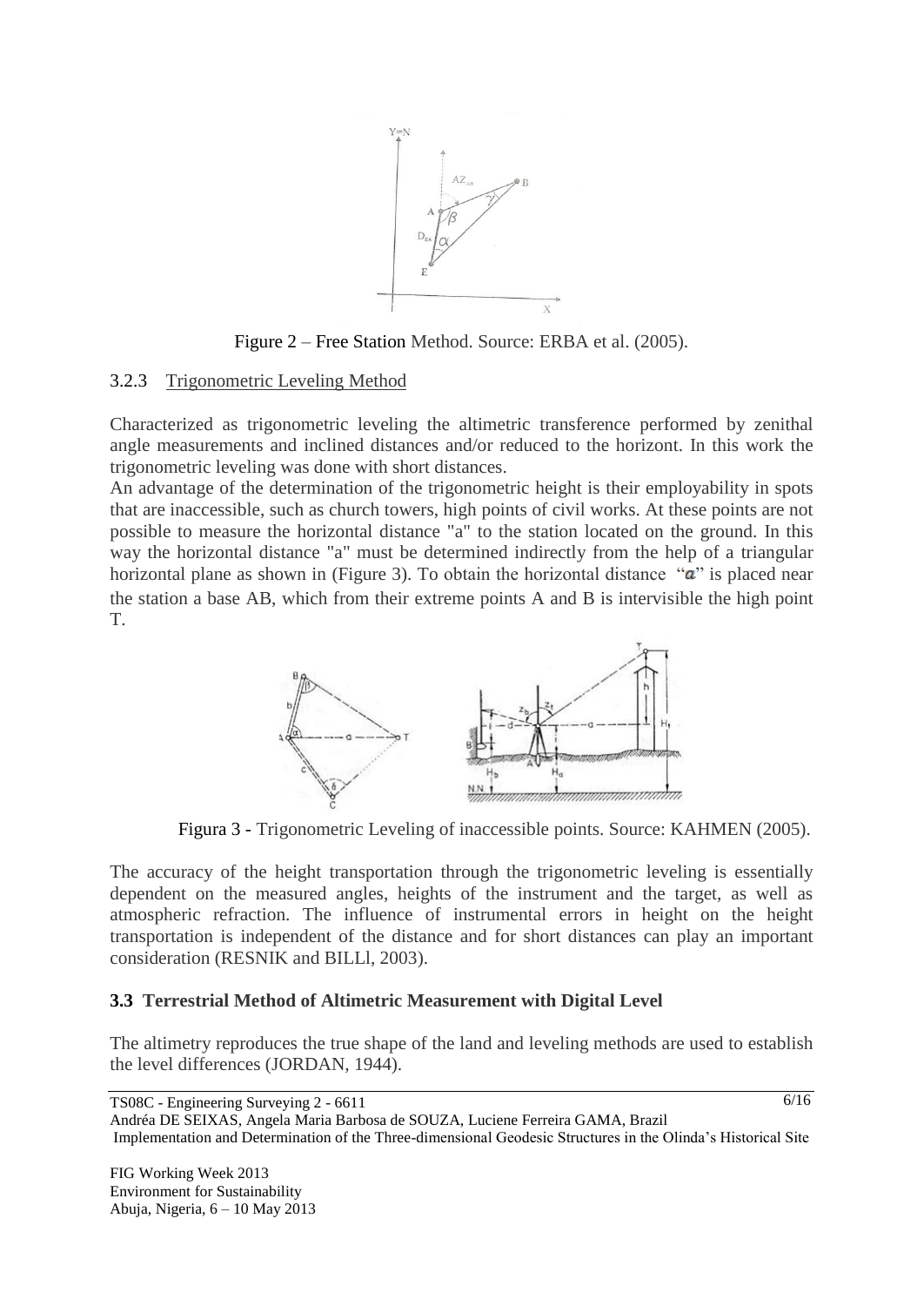Figure 2 – Free Station Method. Source: ERBA et al. (2005).

### 3.2.3 Trigonometric Leveling Method

Characterized as trigonometric leveling the altimetric transference performed by zenithal angle measurements and inclined distances and/or reduced to the horizont. In this work the trigonometric leveling was done with short distances.

An advantage of the determination of the trigonometric height is their employability in spots that are inaccessible, such as church towers, high points of civil works. At these points are not possible to measure the horizontal distance "a" to the station located on the ground. In this way the horizontal distance "a" must be determined indirectly from the help of a triangular horizontal plane as shown in (Figure 3). To obtain the horizontal distance "$a$" is placed near the station a base AB, which from their extreme points A and B is intervisible the high point T.

Figura 3 - Trigonometric Leveling of inaccessible points. Source: KAHMEN (2005).

The accuracy of the height transportation through the trigonometric leveling is essentially dependent on the measured angles, heights of the instrument and the target, as well as atmospheric refraction. The influence of instrumental errors in height on the height transportation is independent of the distance and for short distances can play an important consideration (RESNIK and BILLl, 2003).

## 3.3 Terrestrial Method of Altimetric Measurement with Digital Level

The altimetry reproduces the true shape of the land and leveling methods are used to establish the level differences (JORDAN, 1944).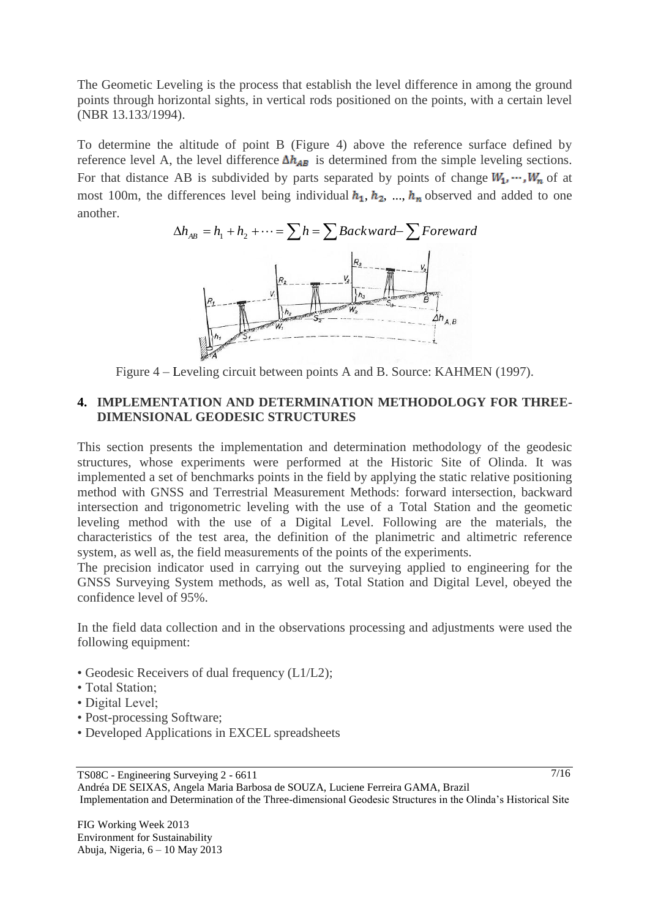The Geometic Leveling is the process that establish the level difference in among the ground points through horizontal sights, in vertical rods positioned on the points, with a certain level (NBR 13.133/1994).

To determine the altitude of point B (Figure 4) above the reference surface defined by reference level A, the level difference $\Delta h_{AB}$ is determined from the simple leveling sections. For that distance AB is subdivided by parts separated by points of change $W_1, \cdots, W_n$ of at most 100m, the differences level being individual $h_1$, $h_2$, ..., $h_n$ observed and added to one another.

$$\Delta h_{AB} = h_1 + h_2 + \cdots = \sum h = \sum Backward - \sum Foreward$$

Figure 4 – Leveling circuit between points A and B. Source: KAHMEN (1997).

## 4. IMPLEMENTATION AND DETERMINATION METHODOLOGY FOR THREE-DIMENSIONAL GEODESIC STRUCTURES

This section presents the implementation and determination methodology of the geodesic structures, whose experiments were performed at the Historic Site of Olinda. It was implemented a set of benchmarks points in the field by applying the static relative positioning method with GNSS and Terrestrial Measurement Methods: forward intersection, backward intersection and trigonometric leveling with the use of a Total Station and the geometic leveling method with the use of a Digital Level. Following are the materials, the characteristics of the test area, the definition of the planimetric and altimetric reference system, as well as, the field measurements of the points of the experiments.

The precision indicator used in carrying out the surveying applied to engineering for the GNSS Surveying System methods, as well as, Total Station and Digital Level, obeyed the confidence level of 95%.

In the field data collection and in the observations processing and adjustments were used the following equipment:

- Geodesic Receivers of dual frequency (L1/L2);
- Total Station;
- Digital Level;
- Post-processing Software;
- Developed Applications in EXCEL spreadsheets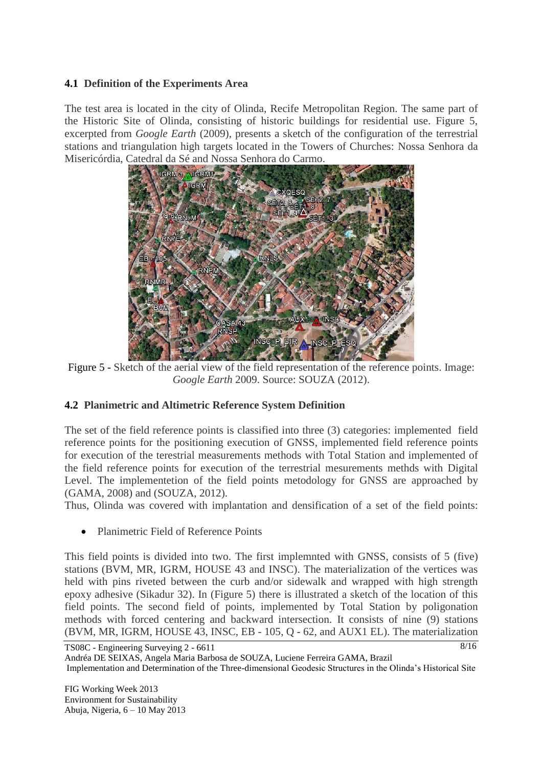### 4.1 Definition of the Experiments Area

The test area is located in the city of Olinda, Recife Metropolitan Region. The same part of the Historic Site of Olinda, consisting of historic buildings for residential use. Figure 5, excerpted from *Google Earth* (2009), presents a sketch of the configuration of the terrestrial stations and triangulation high targets located in the Towers of Churches: Nossa Senhora da Misericórdia, Catedral da Sé and Nossa Senhora do Carmo.

Figure 5 - Sketch of the aerial view of the field representation of the reference points. Image: *Google Earth* 2009. Source: SOUZA (2012).

### 4.2 Planimetric and Altimetric Reference System Definition

The set of the field reference points is classified into three (3) categories: implemented field reference points for the positioning execution of GNSS, implemented field reference points for execution of the terestrial measurements methods with Total Station and implemented of the field reference points for execution of the terrestrial mesurements methds with Digital Level. The implemententetion of the field points metodology for GNSS are approached by (GAMA, 2008) and (SOUZA, 2012).

Thus, Olinda was covered with implantation and densification of a set of the field points:

- Planimetric Field of Reference Points

This field points is divided into two. The first implemnted with GNSS, consists of 5 (five) stations (BVM, MR, IGRM, HOUSE 43 and INSC). The materialization of the vertices was held with pins riveted between the curb and/or sidewalk and wrapped with high strength epoxy adhesive (Sikadur 32). In (Figure 5) there is illustrated a sketch of the location of this field points. The second field of points, implemented by Total Station by poligonation methods with forced centering and backward intersection. It consists of nine (9) stations (BVM, MR, IGRM, HOUSE 43, INSC, EB - 105, Q - 62, and AUX1 EL). The materialization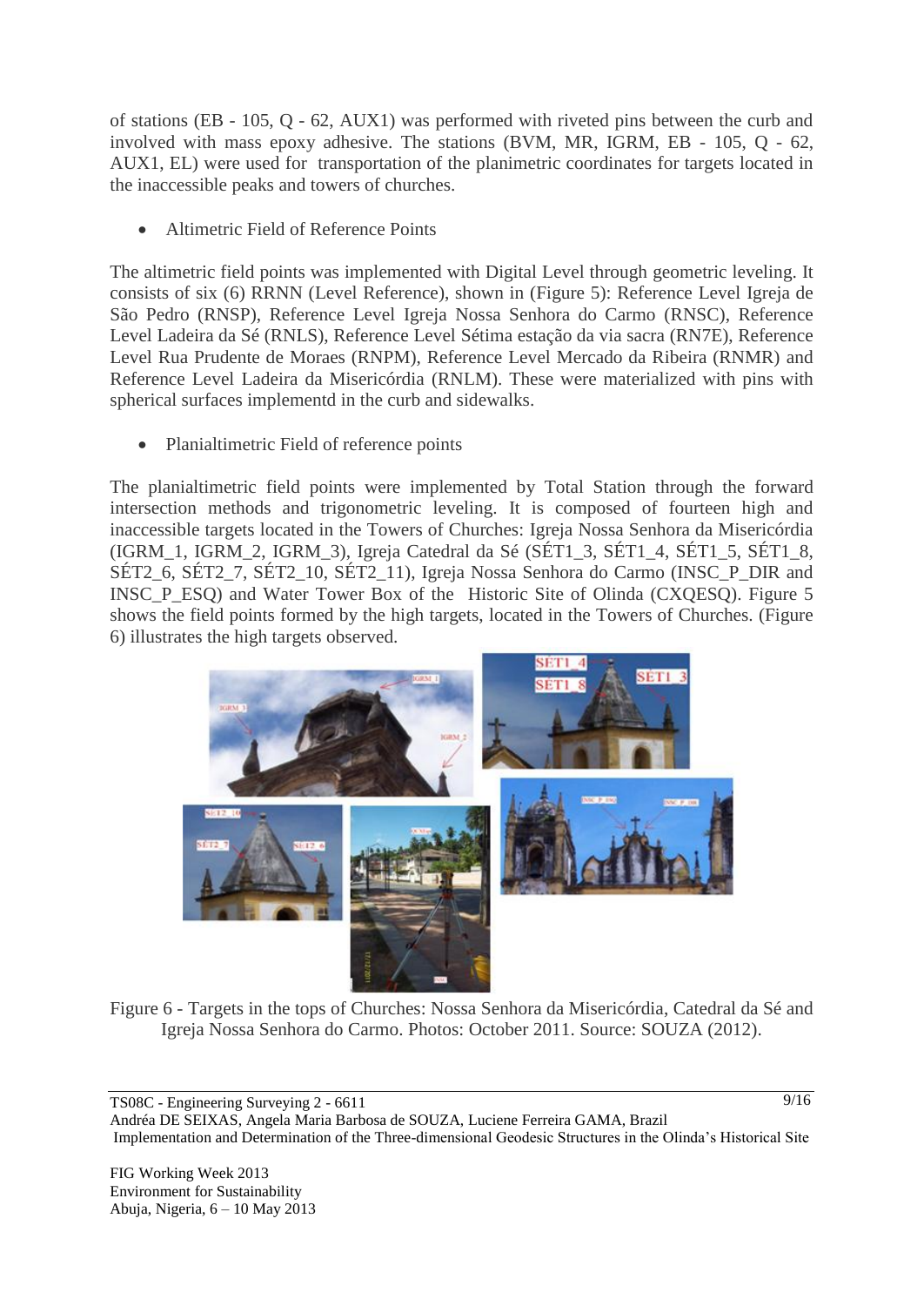of stations (EB - 105, Q - 62, AUX1) was performed with riveted pins between the curb and involved with mass epoxy adhesive. The stations (BVM, MR, IGRM, EB - 105, Q - 62, AUX1, EL) were used for transportation of the planimetric coordinates for targets located in the inaccessible peaks and towers of churches.

- Altimetric Field of Reference Points

The altimetric field points was implemented with Digital Level through geometric leveling. It consists of six (6) RRNN (Level Reference), shown in (Figure 5): Reference Level Igreja de São Pedro (RNSP), Reference Level Igreja Nossa Senhora do Carmo (RNSC), Reference Level Ladeira da Sé (RNLS), Reference Level Sétima estação da via sacra (RN7E), Reference Level Rua Prudente de Moraes (RNPM), Reference Level Mercado da Ribeira (RNMR) and Reference Level Ladeira da Misericórdia (RNLM). These were materialized with pins with spherical surfaces implementd in the curb and sidewalks.

- Planialtimetric Field of reference points

The planialtimetric field points were implemented by Total Station through the forward intersection methods and trigonometric leveling. It is composed of fourteen high and inaccessible targets located in the Towers of Churches: Igreja Nossa Senhora da Misericórdia (IGRM_1, IGRM_2, IGRM_3), Igreja Catedral da Sé (SÉT1_3, SÉT1_4, SÉT1_5, SÉT1_8, SÉT2_6, SÉT2_7, SÉT2_10, SÉT2_11), Igreja Nossa Senhora do Carmo (INSC_P_DIR and INSC_P_ESQ) and Water Tower Box of the Historic Site of Olinda (CXQESQ). Figure 5 shows the field points formed by the high targets, located in the Towers of Churches. (Figure 6) illustrates the high targets observed.

Figure 6 - Targets in the tops of Churches: Nossa Senhora da Misericórdia, Catedral da Sé and Igreja Nossa Senhora do Carmo. Photos: October 2011. Source: SOUZA (2012).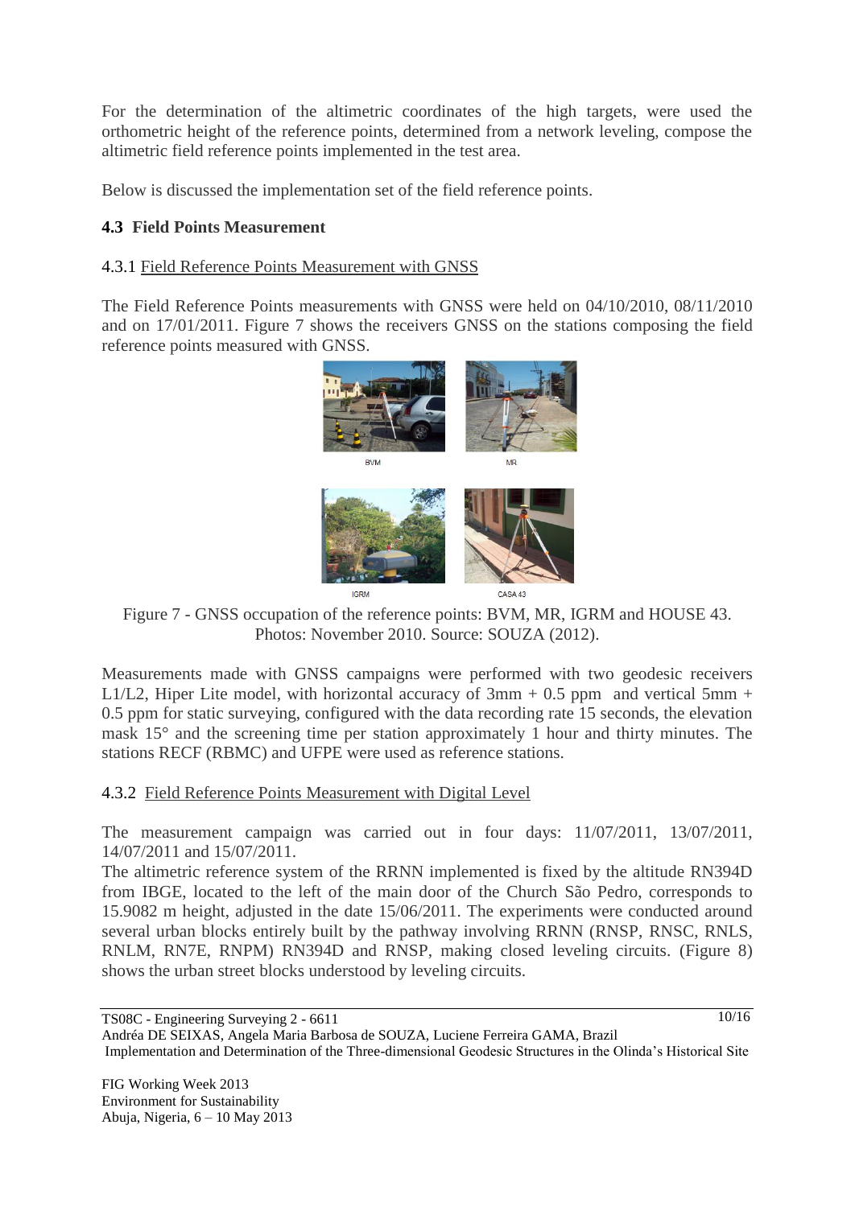For the determination of the altimetric coordinates of the high targets, were used the orthometric height of the reference points, determined from a network leveling, compose the altimetric field reference points implemented in the test area.

Below is discussed the implementation set of the field reference points.

### 4.3 Field Points Measurement

#### 4.3.1 Field Reference Points Measurement with GNSS

The Field Reference Points measurements with GNSS were held on 04/10/2010, 08/11/2010 and on 17/01/2011. Figure 7 shows the receivers GNSS on the stations composing the field reference points measured with GNSS.

BVM

MR

IGRM

CASA 43

Figure 7 - GNSS occupation of the reference points: BVM, MR, IGRM and HOUSE 43. Photos: November 2010. Source: SOUZA (2012).

Measurements made with GNSS campaigns were performed with two geodesic receivers L1/L2, Hiper Lite model, with horizontal accuracy of 3mm + 0.5 ppm and vertical 5mm + 0.5 ppm for static surveying, configured with the data recording rate 15 seconds, the elevation mask 15° and the screening time per station approximately 1 hour and thirty minutes. The stations RECF (RBMC) and UFPE were used as reference stations.

#### 4.3.2 Field Reference Points Measurement with Digital Level

The measurement campaign was carried out in four days: 11/07/2011, 13/07/2011, 14/07/2011 and 15/07/2011.

The altimetric reference system of the RRNN implemented is fixed by the altitude RN394D from IBGE, located to the left of the main door of the Church São Pedro, corresponds to 15.9082 m height, adjusted in the date 15/06/2011. The experiments were conducted around several urban blocks entirely built by the pathway involving RRNN (RNSP, RNSC, RNLS, RNLM, RN7E, RNPM) RN394D and RNSP, making closed leveling circuits. (Figure 8) shows the urban street blocks understood by leveling circuits.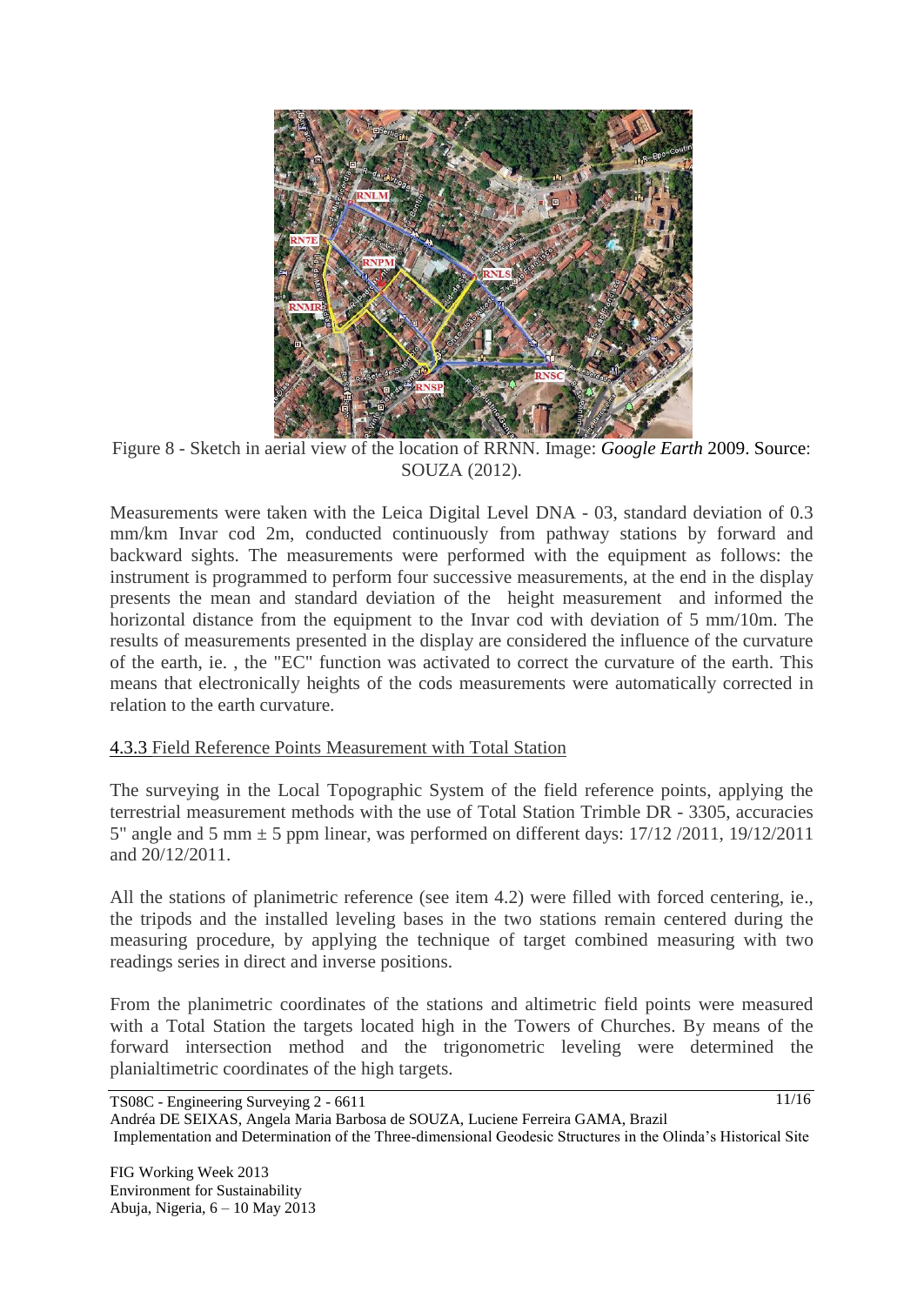Figure 8 - Sketch in aerial view of the location of RRNN. Image: *Google Earth* 2009. Source: SOUZA (2012).

Measurements were taken with the Leica Digital Level DNA - 03, standard deviation of 0.3 mm/km Invar cod 2m, conducted continuously from pathway stations by forward and backward sights. The measurements were performed with the equipment as follows: the instrument is programmed to perform four successive measurements, at the end in the display presents the mean and standard deviation of the height measurement and informed the horizontal distance from the equipment to the Invar cod with deviation of 5 mm/10m. The results of measurements presented in the display are considered the influence of the curvature of the earth, ie. , the "EC" function was activated to correct the curvature of the earth. This means that electronically heights of the cods measurements were automatically corrected in relation to the earth curvature.

### 4.3.3 Field Reference Points Measurement with Total Station

The surveying in the Local Topographic System of the field reference points, applying the terrestrial measurement methods with the use of Total Station Trimble DR - 3305, accuracies 5" angle and 5 mm ± 5 ppm linear, was performed on different days: 17/12 /2011, 19/12/2011 and 20/12/2011.

All the stations of planimetric reference (see item 4.2) were filled with forced centering, ie., the tripods and the installed leveling bases in the two stations remain centered during the measuring procedure, by applying the technique of target combined measuring with two readings series in direct and inverse positions.

From the planimetric coordinates of the stations and altimetric field points were measured with a Total Station the targets located high in the Towers of Churches. By means of the forward intersection method and the trigonometric leveling were determined the planialtimetric coordinates of the high targets.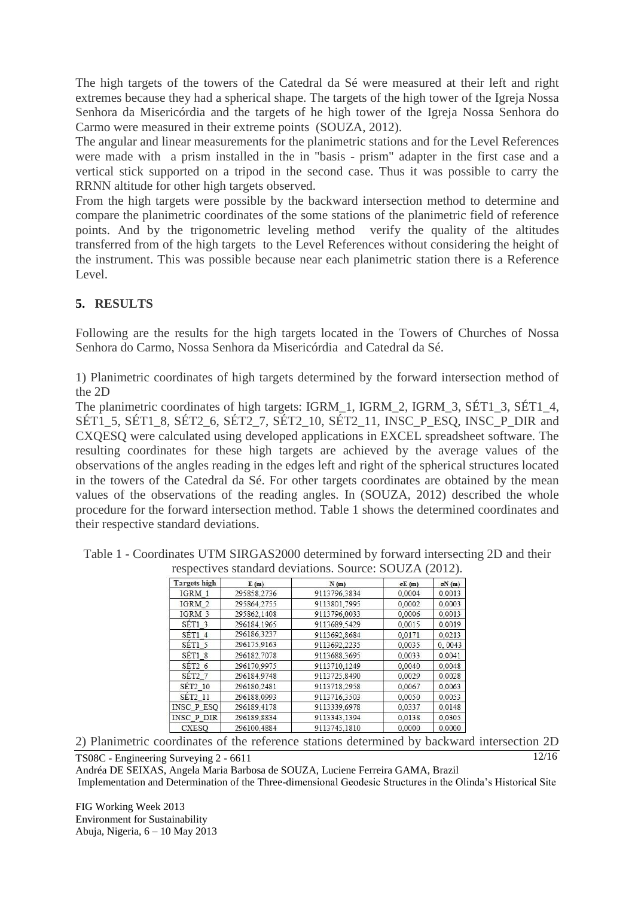The high targets of the towers of the Catedral da Sé were measured at their left and right extremes because they had a spherical shape. The targets of the high tower of the Igreja Nossa Senhora da Misericórdia and the targets of he high tower of the Igreja Nossa Senhora do Carmo were measured in their extreme points (SOUZA, 2012).

The angular and linear measurements for the planimetric stations and for the Level References were made with a prism installed in the in "basis - prism" adapter in the first case and a vertical stick supported on a tripod in the second case. Thus it was possible to carry the RRNN altitude for other high targets observed.

From the high targets were possible by the backward intersection method to determine and compare the planimetric coordinates of the some stations of the planimetric field of reference points. And by the trigonometric leveling method verify the quality of the altitudes transferred from of the high targets to the Level References without considering the height of the instrument. This was possible because near each planimetric station there is a Reference Level.

## 5. RESULTS

Following are the results for the high targets located in the Towers of Churches of Nossa Senhora do Carmo, Nossa Senhora da Misericórdia and Catedral da Sé.

1) Planimetric coordinates of high targets determined by the forward intersection method of the 2D

The planimetric coordinates of high targets: IGRM_1, IGRM_2, IGRM_3, SÉT1_3, SÉT1_4, SÉT1_5, SÉT1_8, SÉT2_6, SÉT2_7, SÉT2_10, SÉT2_11, INSC_P_ESQ, INSC_P_DIR and CXQESQ were calculated using developed applications in EXCEL spreadsheet software. The resulting coordinates for these high targets are achieved by the average values of the observations of the angles reading in the edges left and right of the spherical structures located in the towers of the Catedral da Sé. For other targets coordinates are obtained by the mean values of the observations of the reading angles. In (SOUZA, 2012) described the whole procedure for the forward intersection method. Table 1 shows the determined coordinates and their respective standard deviations.

Table 1 - Coordinates UTM SIRGAS2000 determined by forward intersecting 2D and their respectives standard deviations. Source: SOUZA (2012).

| Targets high | E (m) | N (m) | σE (m) | σN (m) |
|---|---|---|---|---|
| IGRM_1 | 295858,2736 | 9113796,3834 | 0,0004 | 0,0013 |
| IGRM_2 | 295864,2755 | 9113801,7995 | 0,0002 | 0,0003 |
| IGRM_3 | 295862,1408 | 9113796,0033 | 0,0006 | 0,0013 |
| SÉT1_3 | 296184,1965 | 9113689,5429 | 0,0015 | 0,0019 |
| SÉT1_4 | 296186,3237 | 9113692,8684 | 0,0171 | 0,0213 |
| SÉT1_5 | 296175,9163 | 9113692,2235 | 0,0035 | 0, 0043 |
| SÉT1_8 | 296182,7078 | 9113688,3695 | 0,0033 | 0,0041 |
| SÉT2_6 | 296170,9975 | 9113710,1249 | 0,0040 | 0,0048 |
| SÉT2_7 | 296184,9748 | 9113725,8490 | 0,0029 | 0,0028 |
| SÉT2_10 | 296180,2481 | 9113718,2958 | 0,0067 | 0,0063 |
| SÉT2_11 | 296188,0993 | 9113716,3503 | 0,0050 | 0,0053 |
| INSC_P_ESQ | 296189,4178 | 9113339,6978 | 0,0337 | 0,0148 |
| INSC_P_DIR | 296189,8834 | 9113343,1394 | 0,0138 | 0,0305 |
| CXESQ | 296100,4884 | 9113745,1810 | 0,0000 | 0,0000 |

2) Planimetric coordinates of the reference stations determined by backward intersection 2D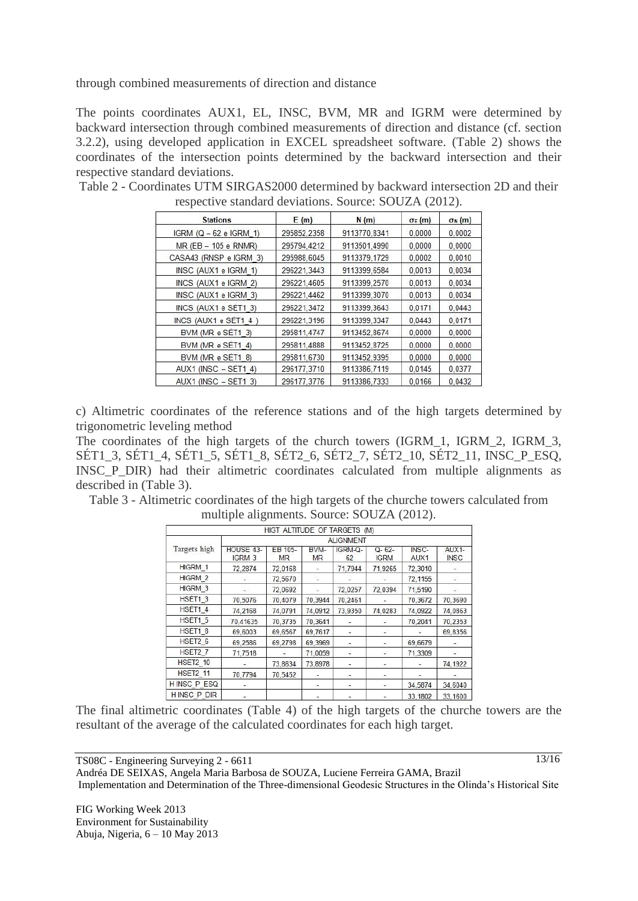through combined measurements of direction and distance

The points coordinates AUX1, EL, INSC, BVM, MR and IGRM were determined by backward intersection through combined measurements of direction and distance (cf. section 3.2.2), using developed application in EXCEL spreadsheet software. (Table 2) shows the coordinates of the intersection points determined by the backward intersection and their respective standard deviations.

Table 2 - Coordinates UTM SIRGAS2000 determined by backward intersection 2D and their respective standard deviations. Source: SOUZA (2012).

| Stations | E (m) | N (m) | $\sigma_E$ (m) | $\sigma_N$ (m) |
|---|---|---|---|---|
| IGRM (Q – 62 e IGRM_1) | 295852,2358 | 9113770,8341 | 0,0000 | 0,0002 |
| MR (EB – 105 e RNMR) | 295794,4212 | 9113501,4990 | 0,0000 | 0,0000 |
| CASA43 (RNSP e IGRM_3) | 295988,6045 | 9113379,1729 | 0,0002 | 0,0010 |
| INSC (AUX1 e IGRM_1) | 296221,3443 | 9113399,6584 | 0,0013 | 0,0034 |
| INCS (AUX1 e IGRM_2) | 296221,4605 | 9113399,2570 | 0,0013 | 0,0034 |
| INSC (AUX1 e IGRM_3) | 296221,4462 | 9113399,3070 | 0,0013 | 0,0034 |
| INCS (AUX1 e SÉT1_3) | 296221,3472 | 9113399,3643 | 0,0171 | 0,0443 |
| INCS (AUX1 e SÉT1_4 ) | 296221,3196 | 9113399,3347 | 0,0443 | 0,0171 |
| BVM (MR e SÉT1_3) | 295811,4747 | 9113452,8674 | 0,0000 | 0,0000 |
| BVM (MR e SÉT1_4) | 295811,4888 | 9113452,8725 | 0,0000 | 0,0000 |
| BVM (MR e SÉT1_8) | 295811,6730 | 9113452,9395 | 0,0000 | 0,0000 |
| AUX1 (INSC – SET1_4) | 296177,3710 | 9113386,7119 | 0,0145 | 0,0377 |
| AUX1 (INSC – SET1_3) | 296177,3776 | 9113386,7333 | 0,0166 | 0,0432 |

c) Altimetric coordinates of the reference stations and of the high targets determined by trigonometric leveling method

The coordinates of the high targets of the church towers (IGRM_1, IGRM_2, IGRM_3, SÉT1_3, SÉT1_4, SÉT1_5, SÉT1_8, SÉT2_6, SÉT2_7, SÉT2_10, SÉT2_11, INSC_P_ESQ, INSC_P_DIR) had their altimetric coordinates calculated from multiple alignments as described in (Table 3).

Table 3 - Altimetric coordinates of the high targets of the churche towers calculated from multiple alignments. Source: SOUZA (2012).

| HIGT ALTITUDE OF TARGETS (M) | | | | | | | |
|---|---|---|---|---|---|---|---|
| Targets high | ALIGNMENT | | | | | | |
| | HOUSE 43-IGRM 3 | EB 105-MR | BVM-MR | IGRM-Q-62 | Q- 62-IGRM | INSC-AUX1 | AUX1-INSC |
| HIGRM_1 | 72,2874 | 72,0168 | - | 71,7944 | 71,9265 | 72,3010 | - |
| HIGRM_2 | - | 72,5670 | - | - | - | 72,1155 | - |
| HIGRM_3 | - | 72,0692 | - | 72,0257 | 72,0394 | 71,5190 | - |
| HSET1_3 | 70,5076 | 70,4079 | 70,3944 | 70,2461 | - | 70,3672 | 70,3690 |
| HSET1_4 | 74,2168 | 74,0791 | 74,0912 | 73,9350 | 74,0283 | 74,0922 | 74,0863 |
| HSET1_5 | 70,41635 | 70,3735 | 70,3641 | - | - | 70,2041 | 70,2353 |
| HSET1_8 | 69,6003 | 69,6567 | 69,7617 | - | - | - | 69,8356 |
| HSET2_6 | 69,2586 | 69,2798 | 69,3969 | - | - | 69,6679 | - |
| HSET2_7 | 71,7518 | - | 71,0059 | - | - | 71,3309 | - |
| HSET2_10 | - | 73,8634 | 73,8978 | - | - | - | 74,1922 |
| HSET2_11 | 70,7794 | 70,5452 | - | - | - | - | - |
| H INSC_P_ESQ | - | | - | - | - | 34,5874 | 34,6040 |
| H INSC_P_DIR | - | | - | - | - | 33,1802 | 33,1600 |

The final altimetric coordinates (Table 4) of the high targets of the churche towers are the resultant of the average of the calculated coordinates for each high target.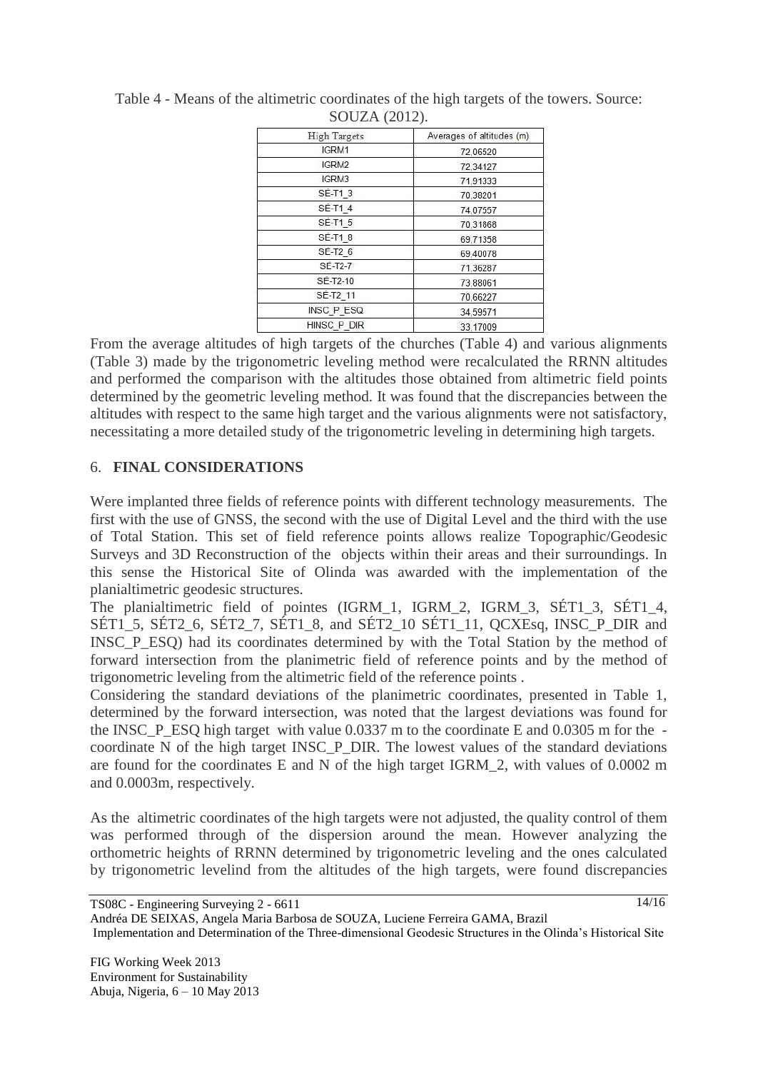Table 4 - Means of the altimetric coordinates of the high targets of the towers. Source: SOUZA (2012).

| High Targets | Averages of altitudes (m) |
|---|---|
| IGRM1 | 72,06520 |
| IGRM2 | 72,34127 |
| IGRM3 | 71,91333 |
| SÉ-T1_3 | 70,38201 |
| SÉ-T1_4 | 74,07557 |
| SÉ-T1_5 | 70,31868 |
| SÉ-T1_8 | 69,71358 |
| SÉ-T2_6 | 69,40078 |
| SÉ-T2-7 | 71,36287 |
| SÉ-T2-10 | 73,88061 |
| SÉ-T2_11 | 70,66227 |
| INSC_P_ESQ | 34,59571 |
| HINSC_P_DIR | 33,17009 |

From the average altitudes of high targets of the churches (Table 4) and various alignments (Table 3) made by the trigonometric leveling method were recalculated the RRNN altitudes and performed the comparison with the altitudes those obtained from altimetric field points determined by the geometric leveling method. It was found that the discrepancies between the altitudes with respect to the same high target and the various alignments were not satisfactory, necessitating a more detailed study of the trigonometric leveling in determining high targets.

## 6. FINAL CONSIDERATIONS

Were implanted three fields of reference points with different technology measurements. The first with the use of GNSS, the second with the use of Digital Level and the third with the use of Total Station. This set of field reference points allows realize Topographic/Geodesic Surveys and 3D Reconstruction of the objects within their areas and their surroundings. In this sense the Historical Site of Olinda was awarded with the implementation of the planialtimetric geodesic structures.

The planialtimetric field of pointes (IGRM_1, IGRM_2, IGRM_3, SÉT1_3, SÉT1_4, SÉT1_5, SÉT2_6, SÉT2_7, SÉT1_8, and SÉT2_10 SÉT1_11, QCXEsq, INSC_P_DIR and INSC_P_ESQ) had its coordinates determined by with the Total Station by the method of forward intersection from the planimetric field of reference points and by the method of trigonometric leveling from the altimetric field of the reference points .

Considering the standard deviations of the planimetric coordinates, presented in Table 1, determined by the forward intersection, was noted that the largest deviations was found for the INSC_P_ESQ high target with value 0.0337 m to the coordinate E and 0.0305 m for the - coordinate N of the high target INSC_P_DIR. The lowest values of the standard deviations are found for the coordinates E and N of the high target IGRM_2, with values of 0.0002 m and 0.0003m, respectively.

As the altimetric coordinates of the high targets were not adjusted, the quality control of them was performed through of the dispersion around the mean. However analyzing the orthometric heights of RRNN determined by trigonometric leveling and the ones calculated by trigonometric levelind from the altitudes of the high targets, were found discrepancies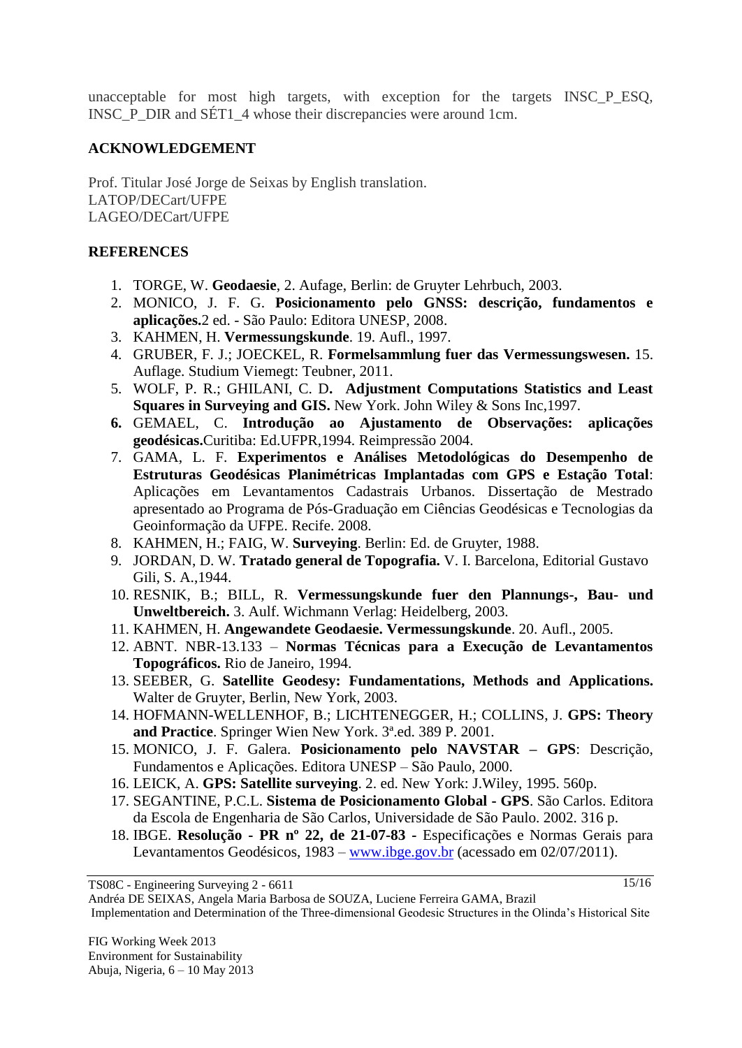unacceptable for most high targets, with exception for the targets INSC_P_ESQ, INSC_P_DIR and SÉT1_4 whose their discrepancies were around 1cm.

## ACKNOWLEDGEMENT

Prof. Titular José Jorge de Seixas by English translation.
LATOP/DECart/UFPE
LAGEO/DECart/UFPE

## REFERENCES

1. TORGE, W. **Geodaesie**, 2. Aufage, Berlin: de Gruyter Lehrbuch, 2003.
2. MONICO, J. F. G. **Posicionamento pelo GNSS: descrição, fundamentos e aplicações.**2 ed. - São Paulo: Editora UNESP, 2008.
3. KAHMEN, H. **Vermessungskunde**. 19. Aufl., 1997.
4. GRUBER, F. J.; JOECKEL, R. **Formelsammlung fuer das Vermessungswesen.** 15. Auflage. Studium Viemegt: Teubner, 2011.
5. WOLF, P. R.; GHILANI, C. D**. Adjustment Computations Statistics and Least Squares in Surveying and GIS.** New York. John Wiley & Sons Inc,1997.
6. GEMAEL, C. **Introdução ao Ajustamento de Observações: aplicações geodésicas.**Curitiba: Ed.UFPR,1994. Reimpressão 2004.
7. GAMA, L. F. **Experimentos e Análises Metodológicas do Desempenho de Estruturas Geodésicas Planimétricas Implantadas com GPS e Estação Total**: Aplicações em Levantamentos Cadastrais Urbanos. Dissertação de Mestrado apresentado ao Programa de Pós-Graduação em Ciências Geodésicas e Tecnologias da Geoinformação da UFPE. Recife. 2008.
8. KAHMEN, H.; FAIG, W. **Surveying**. Berlin: Ed. de Gruyter, 1988.
9. JORDAN, D. W. **Tratado general de Topografia.** V. I. Barcelona, Editorial Gustavo Gili, S. A.,1944.
10. RESNIK, B.; BILL, R. **Vermessungskunde fuer den Plannungs-, Bau- und Unweltbereich.** 3. Aulf. Wichmann Verlag: Heidelberg, 2003.
11. KAHMEN, H. **Angewandete Geodaesie. Vermessungskunde**. 20. Aufl., 2005.
12. ABNT. NBR-13.133 – **Normas Técnicas para a Execução de Levantamentos Topográficos.** Rio de Janeiro, 1994.
13. SEEBER, G. **Satellite Geodesy: Fundamentations, Methods and Applications.** Walter de Gruyter, Berlin, New York, 2003.
14. HOFMANN-WELLENHOF, B.; LICHTENEGGER, H.; COLLINS, J. **GPS: Theory and Practice**. Springer Wien New York. 3ª.ed. 389 P. 2001.
15. MONICO, J. F. Galera. **Posicionamento pelo NAVSTAR – GPS**: Descrição, Fundamentos e Aplicações. Editora UNESP – São Paulo, 2000.
16. LEICK, A. **GPS: Satellite surveying**. 2. ed. New York: J.Wiley, 1995. 560p.
17. SEGANTINE, P.C.L. **Sistema de Posicionamento Global - GPS**. São Carlos. Editora da Escola de Engenharia de São Carlos, Universidade de São Paulo. 2002. 316 p.
18. IBGE. **Resolução - PR nº 22, de 21-07-83 -** Especificações e Normas Gerais para Levantamentos Geodésicos, 1983 – www.ibge.gov.br (acessado em 02/07/2011).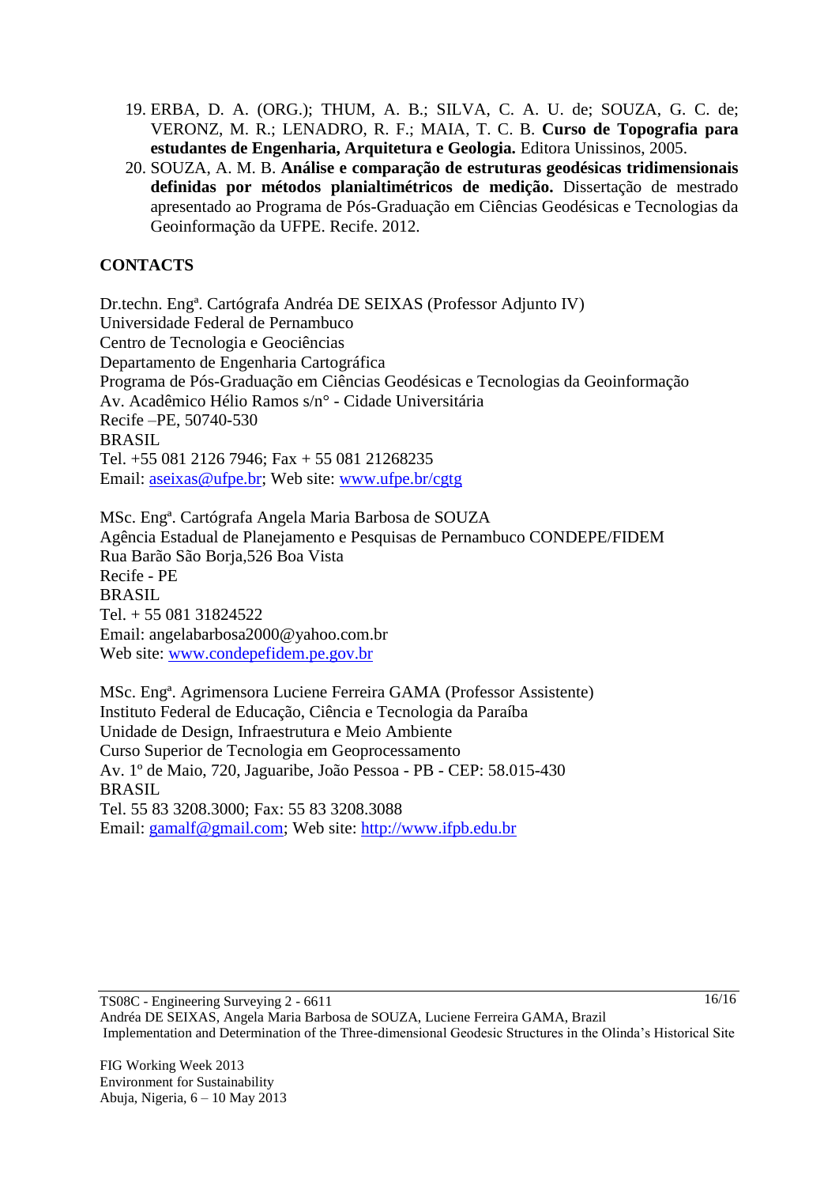19. ERBA, D. A. (ORG.); THUM, A. B.; SILVA, C. A. U. de; SOUZA, G. C. de; VERONZ, M. R.; LENADRO, R. F.; MAIA, T. C. B. **Curso de Topografia para estudantes de Engenharia, Arquitetura e Geologia.** Editora Unissinos, 2005.
20. SOUZA, A. M. B. **Análise e comparação de estruturas geodésicas tridimensionais definidas por métodos planialtimétricos de medição.** Dissertação de mestrado apresentado ao Programa de Pós-Graduação em Ciências Geodésicas e Tecnologias da Geoinformação da UFPE. Recife. 2012.

## CONTACTS

Dr.techn. Engª. Cartógrafa Andréa DE SEIXAS (Professor Adjunto IV)
Universidade Federal de Pernambuco
Centro de Tecnologia e Geociências
Departamento de Engenharia Cartográfica
Programa de Pós-Graduação em Ciências Geodésicas e Tecnologias da Geoinformação
Av. Acadêmico Hélio Ramos s/n° - Cidade Universitária
Recife –PE, 50740-530
BRASIL
Tel. +55 081 2126 7946; Fax + 55 081 21268235
Email: aseixas@ufpe.br; Web site: www.ufpe.br/cgtg

MSc. Engª. Cartógrafa Angela Maria Barbosa de SOUZA
Agência Estadual de Planejamento e Pesquisas de Pernambuco CONDEPE/FIDEM
Rua Barão São Borja,526 Boa Vista
Recife - PE
BRASIL
Tel. + 55 081 31824522
Email: angelabarbosa2000@yahoo.com.br
Web site: www.condepefidem.pe.gov.br

MSc. Engª. Agrimensora Luciene Ferreira GAMA (Professor Assistente)
Instituto Federal de Educação, Ciência e Tecnologia da Paraíba
Unidade de Design, Infraestrutura e Meio Ambiente
Curso Superior de Tecnologia em Geoprocessamento
Av. 1º de Maio, 720, Jaguaribe, João Pessoa - PB - CEP: 58.015-430
BRASIL
Tel. 55 83 3208.3000; Fax: 55 83 3208.3088
Email: gamalf@gmail.com; Web site: http://www.ifpb.edu.br